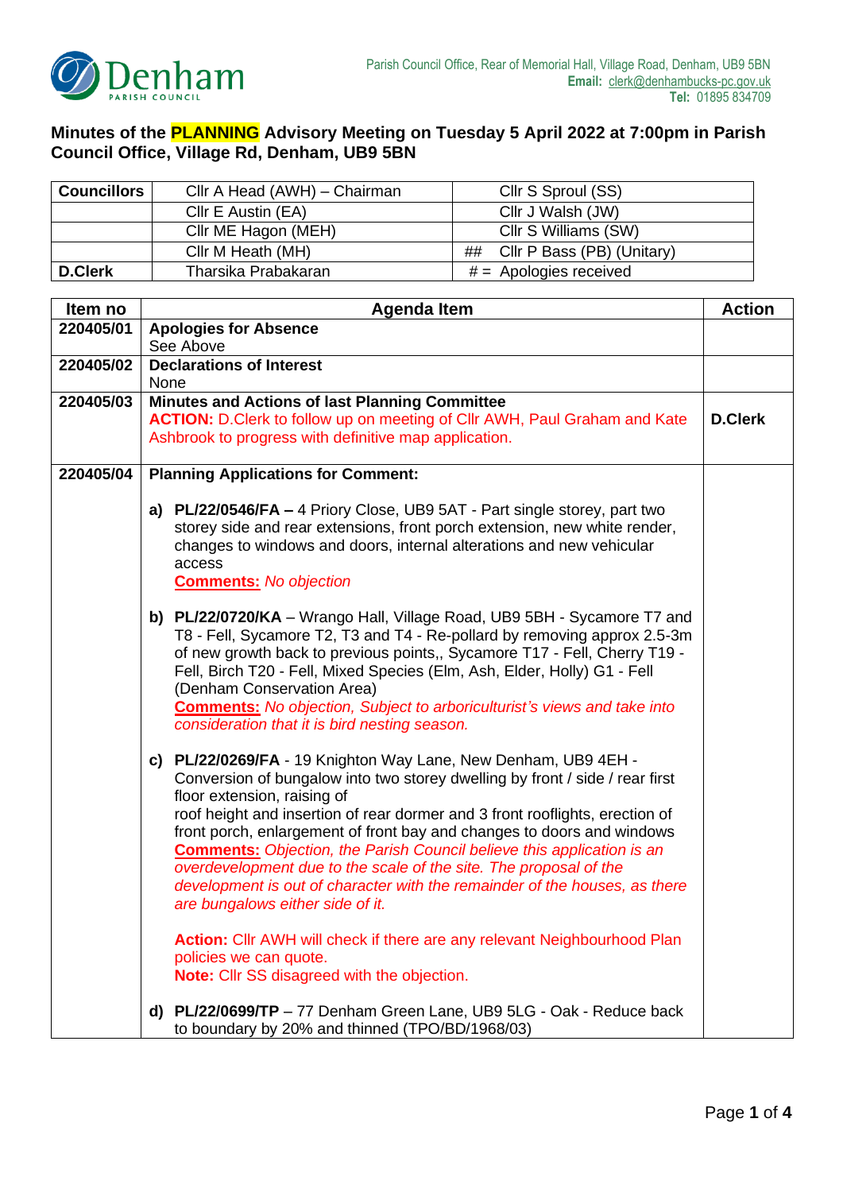Parish Council Office, Rear of Memorial Hall, Village Road, Denham, UB9 5BN
**Email:** clerk@denhambucks-pc.gov.uk
**Tel:** 01895 834709

# Minutes of the PLANNING Advisory Meeting on Tuesday 5 April 2022 at 7:00pm in Parish Council Office, Village Rd, Denham, UB9 5BN

| **Councillors** | Cllr A Head (AWH) – Chairman | Cllr S Sproul (SS) |
|---|---|---|
| | Cllr E Austin (EA) | Cllr J Walsh (JW) |
| | Cllr ME Hagon (MEH) | Cllr S Williams (SW) |
| | Cllr M Heath (MH) | ## Cllr P Bass (PB) (Unitary) |
| **D.Clerk** | Tharsika Prabakaran | # = Apologies received |

| Item no | Agenda Item | Action |
|---|---|---|
| **220405/01** | **Apologies for Absence**<br>See Above | |
| **220405/02** | **Declarations of Interest**<br>None | |
| **220405/03** | **Minutes and Actions of last Planning Committee**<br>**ACTION:** D.Clerk to follow up on meeting of Cllr AWH, Paul Graham and Kate Ashbrook to progress with definitive map application. | **D.Clerk** |
| **220405/04** | **Planning Applications for Comment:**<br><br>**a) PL/22/0546/FA –** 4 Priory Close, UB9 5AT - Part single storey, part two storey side and rear extensions, front porch extension, new white render, changes to windows and doors, internal alterations and new vehicular access<br>**Comments:** *No objection*<br><br>**b) PL/22/0720/KA** – Wrango Hall, Village Road, UB9 5BH - Sycamore T7 and T8 - Fell, Sycamore T2, T3 and T4 - Re-pollard by removing approx 2.5-3m of new growth back to previous points,, Sycamore T17 - Fell, Cherry T19 - Fell, Birch T20 - Fell, Mixed Species (Elm, Ash, Elder, Holly) G1 - Fell (Denham Conservation Area)<br>**Comments:** *No objection, Subject to arboriculturist's views and take into consideration that it is bird nesting season.*<br><br>**c) PL/22/0269/FA** - 19 Knighton Way Lane, New Denham, UB9 4EH - Conversion of bungalow into two storey dwelling by front / side / rear first floor extension, raising of roof height and insertion of rear dormer and 3 front rooflights, erection of front porch, enlargement of front bay and changes to doors and windows<br>**Comments:** *Objection, the Parish Council believe this application is an overdevelopment due to the scale of the site. The proposal of the development is out of character with the remainder of the houses, as there are bungalows either side of it.*<br><br>**Action:** Cllr AWH will check if there are any relevant Neighbourhood Plan policies we can quote.<br>**Note:** Cllr SS disagreed with the objection.<br><br>**d) PL/22/0699/TP** – 77 Denham Green Lane, UB9 5LG - Oak - Reduce back to boundary by 20% and thinned (TPO/BD/1968/03) | |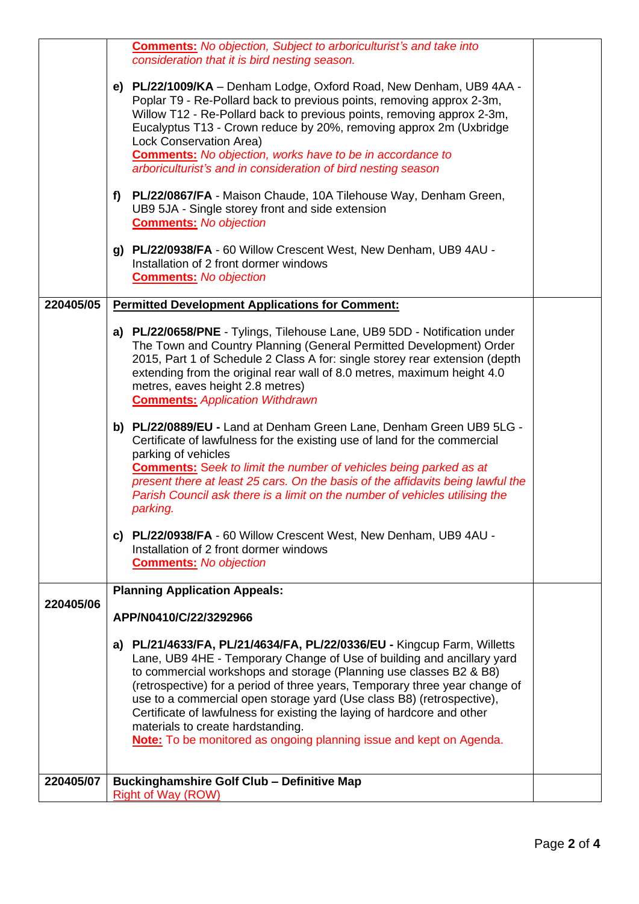| | | |
|---|---|---|
| | **Comments:** *No objection, Subject to arboriculturist's and take into consideration that it is bird nesting season.*<br><br>**e) PL/22/1009/KA** – Denham Lodge, Oxford Road, New Denham, UB9 4AA - Poplar T9 - Re-Pollard back to previous points, removing approx 2-3m, Willow T12 - Re-Pollard back to previous points, removing approx 2-3m, Eucalyptus T13 - Crown reduce by 20%, removing approx 2m (Uxbridge Lock Conservation Area)<br>**Comments:** *No objection, works have to be in accordance to arboriculturist's and in consideration of bird nesting season*<br><br>**f) PL/22/0867/FA** - Maison Chaude, 10A Tilehouse Way, Denham Green, UB9 5JA - Single storey front and side extension<br>**Comments:** *No objection*<br><br>**g) PL/22/0938/FA** - 60 Willow Crescent West, New Denham, UB9 4AU - Installation of 2 front dormer windows<br>**Comments:** *No objection* | |
| **220405/05** | **Permitted Development Applications for Comment:**<br><br>**a) PL/22/0658/PNE** - Tylings, Tilehouse Lane, UB9 5DD - Notification under The Town and Country Planning (General Permitted Development) Order 2015, Part 1 of Schedule 2 Class A for: single storey rear extension (depth extending from the original rear wall of 8.0 metres, maximum height 4.0 metres, eaves height 2.8 metres)<br>**Comments:** *Application Withdrawn*<br><br>**b) PL/22/0889/EU -** Land at Denham Green Lane, Denham Green UB9 5LG - Certificate of lawfulness for the existing use of land for the commercial parking of vehicles<br>**Comments:** *Seek to limit the number of vehicles being parked as at present there at least 25 cars. On the basis of the affidavits being lawful the Parish Council ask there is a limit on the number of vehicles utilising the parking.*<br><br>**c) PL/22/0938/FA** - 60 Willow Crescent West, New Denham, UB9 4AU - Installation of 2 front dormer windows<br>**Comments:** *No objection* | |
| **220405/06** | **Planning Application Appeals:**<br><br>**APP/N0410/C/22/3292966**<br><br>**a) PL/21/4633/FA, PL/21/4634/FA, PL/22/0336/EU -** Kingcup Farm, Willetts Lane, UB9 4HE - Temporary Change of Use of building and ancillary yard to commercial workshops and storage (Planning use classes B2 & B8) (retrospective) for a period of three years, Temporary three year change of use to a commercial open storage yard (Use class B8) (retrospective), Certificate of lawfulness for existing the laying of hardcore and other materials to create hardstanding.<br>**Note:** To be monitored as ongoing planning issue and kept on Agenda. | |
| **220405/07** | **Buckinghamshire Golf Club – Definitive Map**<br>Right of Way (ROW) | |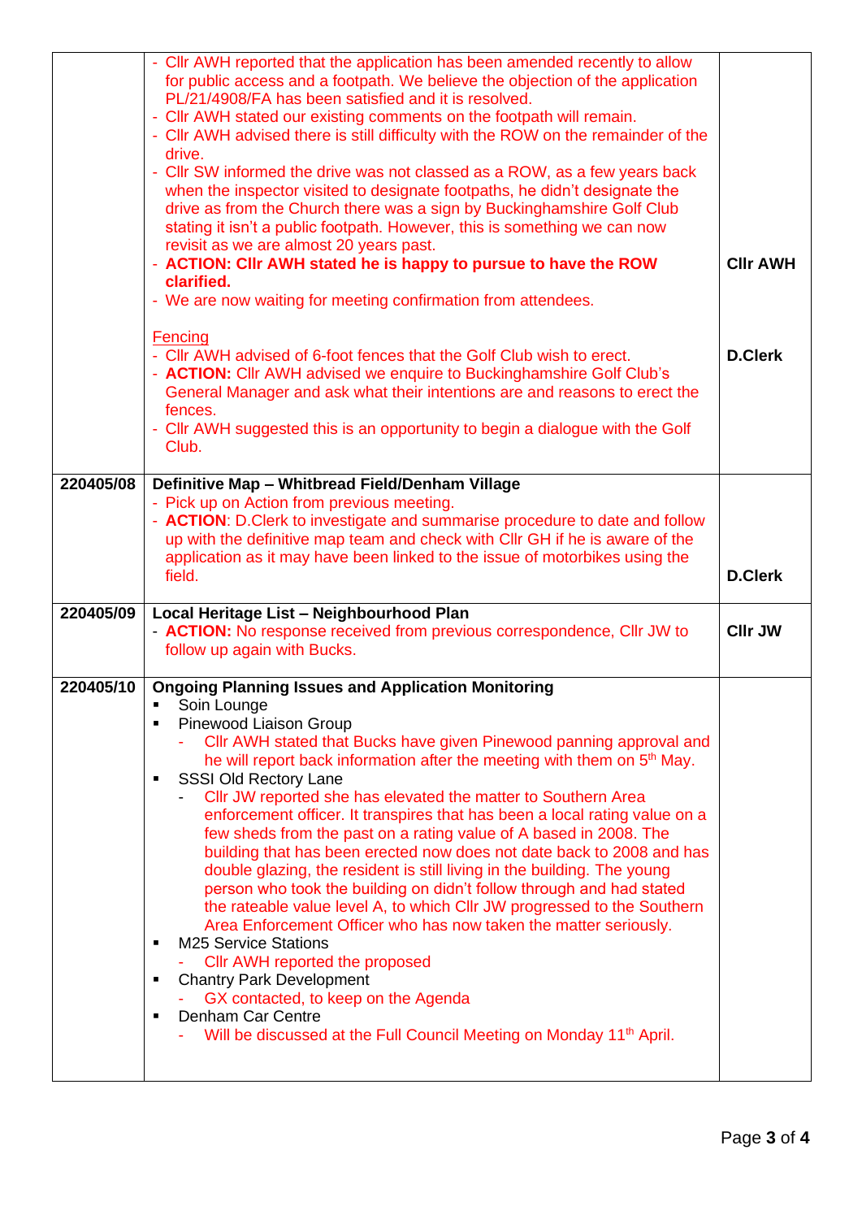| | | |
|---|---|---|
| | - Cllr AWH reported that the application has been amended recently to allow for public access and a footpath. We believe the objection of the application PL/21/4908/FA has been satisfied and it is resolved.<br>- Cllr AWH stated our existing comments on the footpath will remain.<br>- Cllr AWH advised there is still difficulty with the ROW on the remainder of the drive.<br>- Cllr SW informed the drive was not classed as a ROW, as a few years back when the inspector visited to designate footpaths, he didn't designate the drive as from the Church there was a sign by Buckinghamshire Golf Club stating it isn't a public footpath. However, this is something we can now revisit as we are almost 20 years past.<br>- **ACTION: Cllr AWH stated he is happy to pursue to have the ROW clarified.**<br>- We are now waiting for meeting confirmation from attendees.<br><br><u>Fencing</u><br>- Cllr AWH advised of 6-foot fences that the Golf Club wish to erect.<br>- **ACTION:** Cllr AWH advised we enquire to Buckinghamshire Golf Club's General Manager and ask what their intentions are and reasons to erect the fences.<br>- Cllr AWH suggested this is an opportunity to begin a dialogue with the Golf Club. | **Cllr AWH**<br><br>**D.Clerk** |
| **220405/08** | **Definitive Map – Whitbread Field/Denham Village**<br>- Pick up on Action from previous meeting.<br>- **ACTION**: D.Clerk to investigate and summarise procedure to date and follow up with the definitive map team and check with Cllr GH if he is aware of the application as it may have been linked to the issue of motorbikes using the field. | **D.Clerk** |
| **220405/09** | **Local Heritage List – Neighbourhood Plan**<br>- **ACTION:** No response received from previous correspondence, Cllr JW to follow up again with Bucks. | **Cllr JW** |
| **220405/10** | **Ongoing Planning Issues and Application Monitoring**<br>▪ Soin Lounge<br>▪ Pinewood Liaison Group<br>  - Cllr AWH stated that Bucks have given Pinewood panning approval and he will report back information after the meeting with them on 5th May.<br>▪ SSSI Old Rectory Lane<br>  - Cllr JW reported she has elevated the matter to Southern Area enforcement officer. It transpires that has been a local rating value on a few sheds from the past on a rating value of A based in 2008. The building that has been erected now does not date back to 2008 and has double glazing, the resident is still living in the building. The young person who took the building on didn't follow through and had stated the rateable value level A, to which Cllr JW progressed to the Southern Area Enforcement Officer who has now taken the matter seriously.<br>▪ M25 Service Stations<br>  - Cllr AWH reported the proposed<br>▪ Chantry Park Development<br>  - GX contacted, to keep on the Agenda<br>▪ Denham Car Centre<br>  - Will be discussed at the Full Council Meeting on Monday 11th April. | |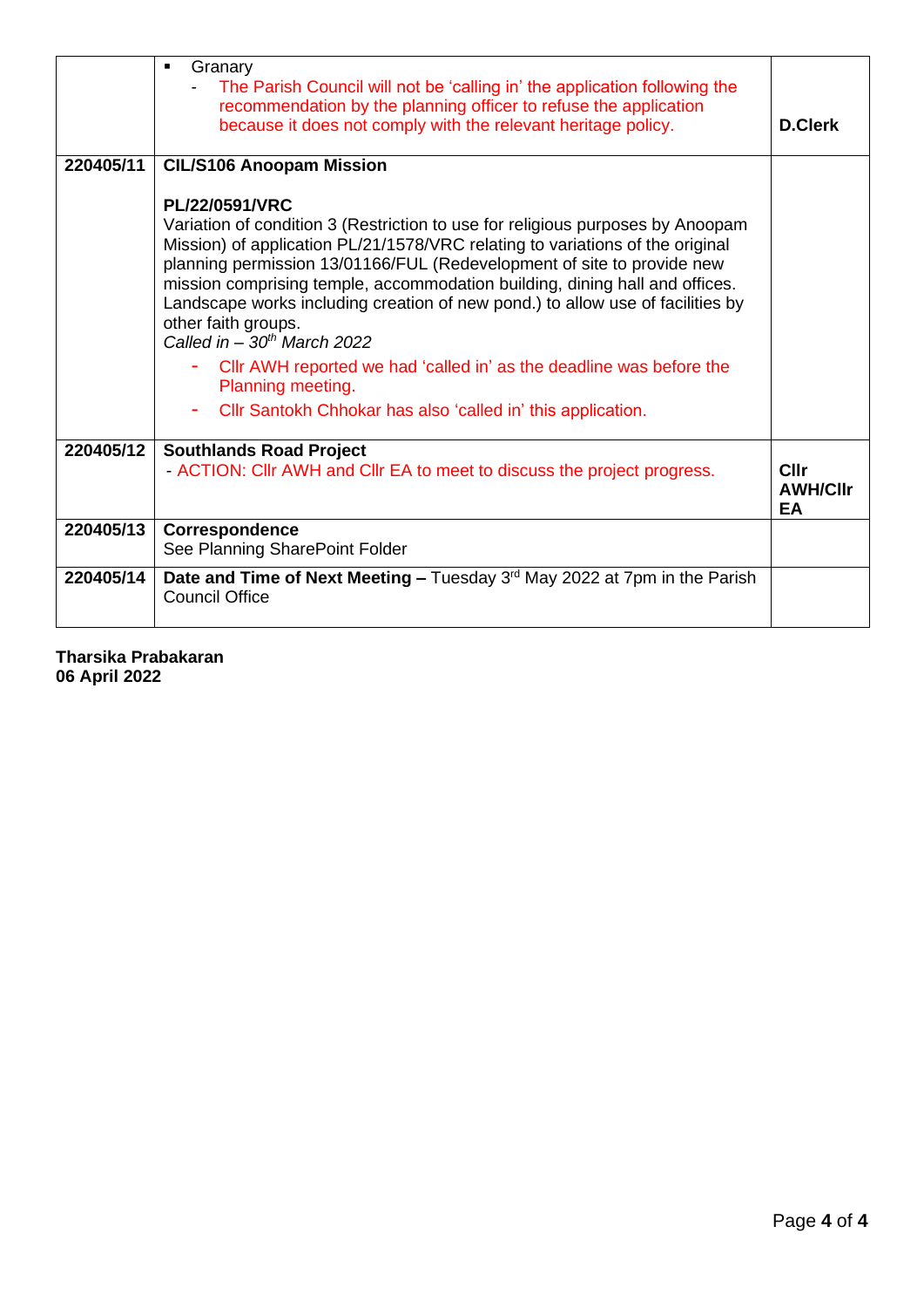| | | |
|---|---|---|
| | ▪ Granary<br>- The Parish Council will not be 'calling in' the application following the recommendation by the planning officer to refuse the application because it does not comply with the relevant heritage policy. | **D.Clerk** |
| **220405/11** | **CIL/S106 Anoopam Mission**<br><br>**PL/22/0591/VRC**<br>Variation of condition 3 (Restriction to use for religious purposes by Anoopam Mission) of application PL/21/1578/VRC relating to variations of the original planning permission 13/01166/FUL (Redevelopment of site to provide new mission comprising temple, accommodation building, dining hall and offices. Landscape works including creation of new pond.) to allow use of facilities by other faith groups.<br>*Called in – 30th March 2022*<br>- Cllr AWH reported we had 'called in' as the deadline was before the Planning meeting.<br>- Cllr Santokh Chhokar has also 'called in' this application. | |
| **220405/12** | **Southlands Road Project**<br>- ACTION: Cllr AWH and Cllr EA to meet to discuss the project progress. | **Cllr AWH/Cllr EA** |
| **220405/13** | **Correspondence**<br>See Planning SharePoint Folder | |
| **220405/14** | **Date and Time of Next Meeting –** Tuesday 3rd May 2022 at 7pm in the Parish Council Office | |

**Tharsika Prabakaran**
**06 April 2022**